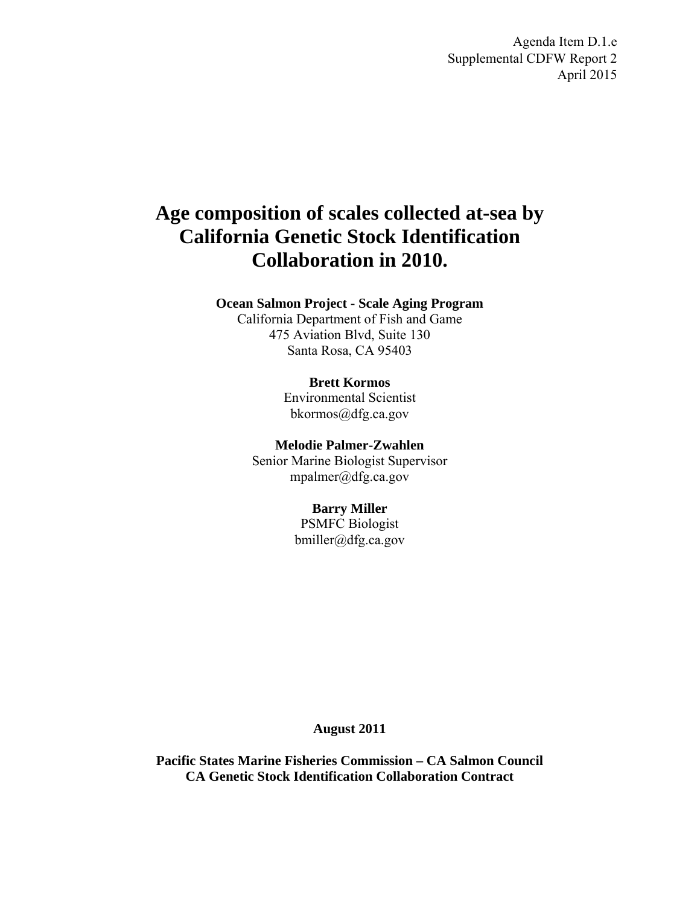Agenda Item D.1.e
Supplemental CDFW Report 2
April 2015

# Age composition of scales collected at-sea by California Genetic Stock Identification Collaboration in 2010.

**Ocean Salmon Project - Scale Aging Program**
California Department of Fish and Game
475 Aviation Blvd, Suite 130
Santa Rosa, CA 95403

**Brett Kormos**
Environmental Scientist
bkormos@dfg.ca.gov

**Melodie Palmer-Zwahlen**
Senior Marine Biologist Supervisor
mpalmer@dfg.ca.gov

**Barry Miller**
PSMFC Biologist
bmiller@dfg.ca.gov

**August 2011**

**Pacific States Marine Fisheries Commission – CA Salmon Council**
**CA Genetic Stock Identification Collaboration Contract**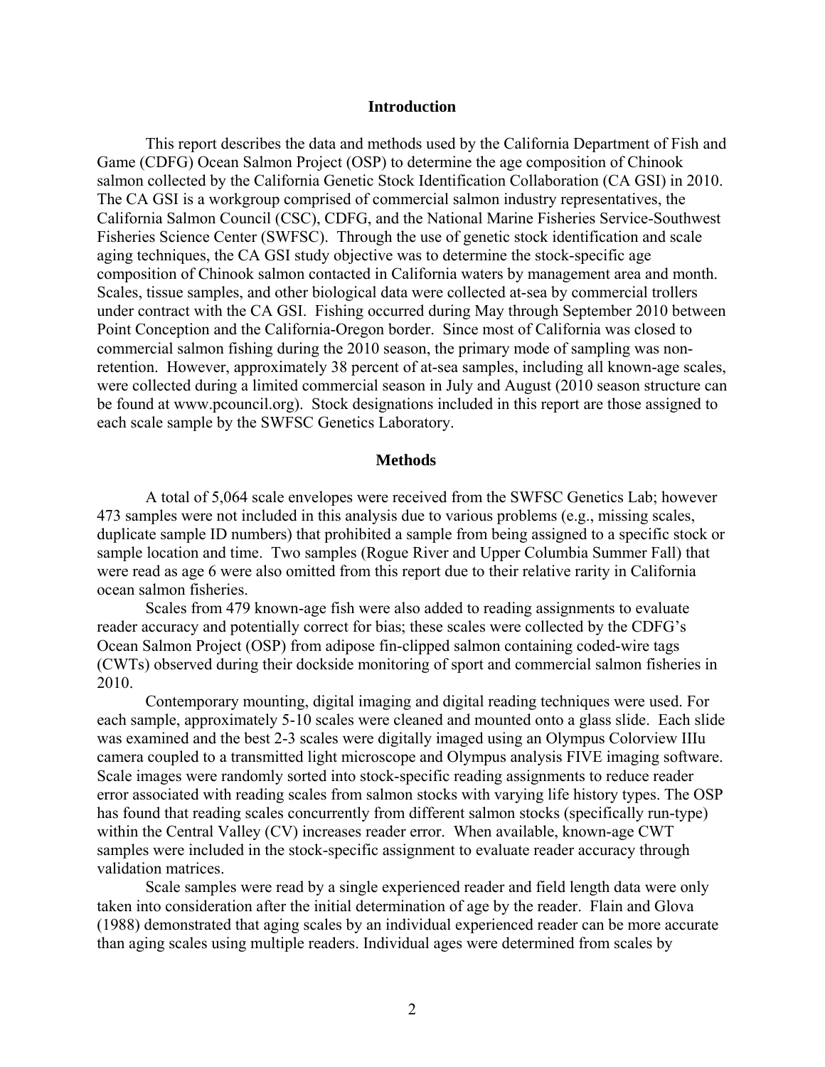## Introduction

This report describes the data and methods used by the California Department of Fish and Game (CDFG) Ocean Salmon Project (OSP) to determine the age composition of Chinook salmon collected by the California Genetic Stock Identification Collaboration (CA GSI) in 2010. The CA GSI is a workgroup comprised of commercial salmon industry representatives, the California Salmon Council (CSC), CDFG, and the National Marine Fisheries Service-Southwest Fisheries Science Center (SWFSC). Through the use of genetic stock identification and scale aging techniques, the CA GSI study objective was to determine the stock-specific age composition of Chinook salmon contacted in California waters by management area and month. Scales, tissue samples, and other biological data were collected at-sea by commercial trollers under contract with the CA GSI. Fishing occurred during May through September 2010 between Point Conception and the California-Oregon border. Since most of California was closed to commercial salmon fishing during the 2010 season, the primary mode of sampling was non-retention. However, approximately 38 percent of at-sea samples, including all known-age scales, were collected during a limited commercial season in July and August (2010 season structure can be found at www.pcouncil.org). Stock designations included in this report are those assigned to each scale sample by the SWFSC Genetics Laboratory.

## Methods

A total of 5,064 scale envelopes were received from the SWFSC Genetics Lab; however 473 samples were not included in this analysis due to various problems (e.g., missing scales, duplicate sample ID numbers) that prohibited a sample from being assigned to a specific stock or sample location and time. Two samples (Rogue River and Upper Columbia Summer Fall) that were read as age 6 were also omitted from this report due to their relative rarity in California ocean salmon fisheries.

Scales from 479 known-age fish were also added to reading assignments to evaluate reader accuracy and potentially correct for bias; these scales were collected by the CDFG's Ocean Salmon Project (OSP) from adipose fin-clipped salmon containing coded-wire tags (CWTs) observed during their dockside monitoring of sport and commercial salmon fisheries in 2010.

Contemporary mounting, digital imaging and digital reading techniques were used. For each sample, approximately 5-10 scales were cleaned and mounted onto a glass slide. Each slide was examined and the best 2-3 scales were digitally imaged using an Olympus Colorview IIIu camera coupled to a transmitted light microscope and Olympus analysis FIVE imaging software. Scale images were randomly sorted into stock-specific reading assignments to reduce reader error associated with reading scales from salmon stocks with varying life history types. The OSP has found that reading scales concurrently from different salmon stocks (specifically run-type) within the Central Valley (CV) increases reader error. When available, known-age CWT samples were included in the stock-specific assignment to evaluate reader accuracy through validation matrices.

Scale samples were read by a single experienced reader and field length data were only taken into consideration after the initial determination of age by the reader. Flain and Glova (1988) demonstrated that aging scales by an individual experienced reader can be more accurate than aging scales using multiple readers. Individual ages were determined from scales by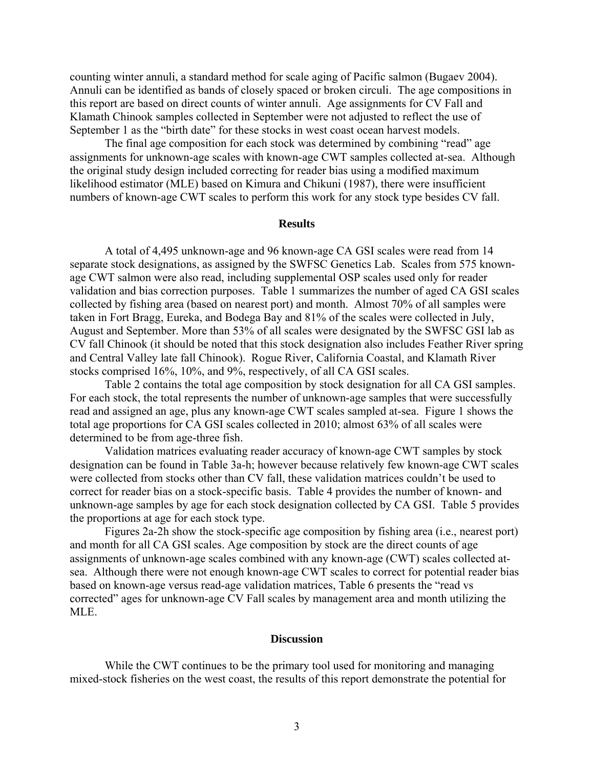counting winter annuli, a standard method for scale aging of Pacific salmon (Bugaev 2004). Annuli can be identified as bands of closely spaced or broken circuli. The age compositions in this report are based on direct counts of winter annuli. Age assignments for CV Fall and Klamath Chinook samples collected in September were not adjusted to reflect the use of September 1 as the "birth date" for these stocks in west coast ocean harvest models.

The final age composition for each stock was determined by combining "read" age assignments for unknown-age scales with known-age CWT samples collected at-sea. Although the original study design included correcting for reader bias using a modified maximum likelihood estimator (MLE) based on Kimura and Chikuni (1987), there were insufficient numbers of known-age CWT scales to perform this work for any stock type besides CV fall.

## Results

A total of 4,495 unknown-age and 96 known-age CA GSI scales were read from 14 separate stock designations, as assigned by the SWFSC Genetics Lab. Scales from 575 known-age CWT salmon were also read, including supplemental OSP scales used only for reader validation and bias correction purposes. Table 1 summarizes the number of aged CA GSI scales collected by fishing area (based on nearest port) and month. Almost 70% of all samples were taken in Fort Bragg, Eureka, and Bodega Bay and 81% of the scales were collected in July, August and September. More than 53% of all scales were designated by the SWFSC GSI lab as CV fall Chinook (it should be noted that this stock designation also includes Feather River spring and Central Valley late fall Chinook). Rogue River, California Coastal, and Klamath River stocks comprised 16%, 10%, and 9%, respectively, of all CA GSI scales.

Table 2 contains the total age composition by stock designation for all CA GSI samples. For each stock, the total represents the number of unknown-age samples that were successfully read and assigned an age, plus any known-age CWT scales sampled at-sea. Figure 1 shows the total age proportions for CA GSI scales collected in 2010; almost 63% of all scales were determined to be from age-three fish.

Validation matrices evaluating reader accuracy of known-age CWT samples by stock designation can be found in Table 3a-h; however because relatively few known-age CWT scales were collected from stocks other than CV fall, these validation matrices couldn't be used to correct for reader bias on a stock-specific basis. Table 4 provides the number of known- and unknown-age samples by age for each stock designation collected by CA GSI. Table 5 provides the proportions at age for each stock type.

Figures 2a-2h show the stock-specific age composition by fishing area (i.e., nearest port) and month for all CA GSI scales. Age composition by stock are the direct counts of age assignments of unknown-age scales combined with any known-age (CWT) scales collected at-sea. Although there were not enough known-age CWT scales to correct for potential reader bias based on known-age versus read-age validation matrices, Table 6 presents the "read vs corrected" ages for unknown-age CV Fall scales by management area and month utilizing the MLE.

## Discussion

While the CWT continues to be the primary tool used for monitoring and managing mixed-stock fisheries on the west coast, the results of this report demonstrate the potential for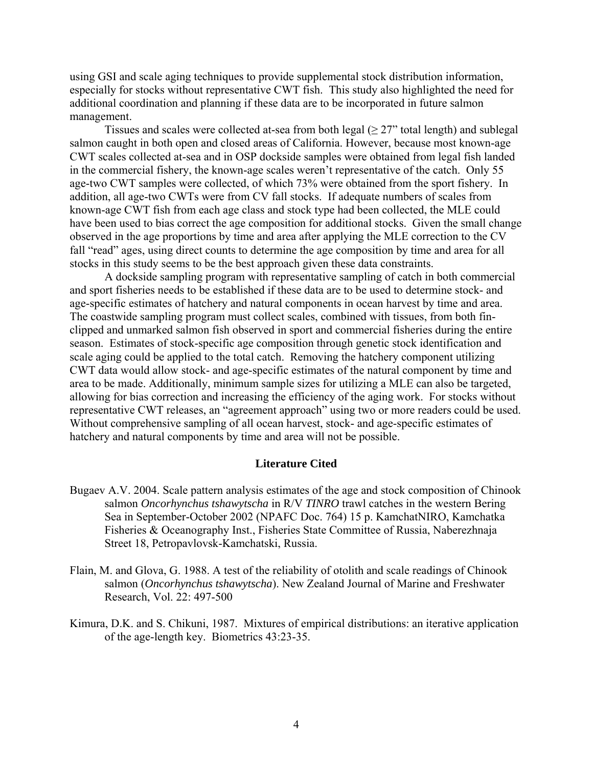using GSI and scale aging techniques to provide supplemental stock distribution information, especially for stocks without representative CWT fish. This study also highlighted the need for additional coordination and planning if these data are to be incorporated in future salmon management.

Tissues and scales were collected at-sea from both legal (≥ 27" total length) and sublegal salmon caught in both open and closed areas of California. However, because most known-age CWT scales collected at-sea and in OSP dockside samples were obtained from legal fish landed in the commercial fishery, the known-age scales weren't representative of the catch. Only 55 age-two CWT samples were collected, of which 73% were obtained from the sport fishery. In addition, all age-two CWTs were from CV fall stocks. If adequate numbers of scales from known-age CWT fish from each age class and stock type had been collected, the MLE could have been used to bias correct the age composition for additional stocks. Given the small change observed in the age proportions by time and area after applying the MLE correction to the CV fall "read" ages, using direct counts to determine the age composition by time and area for all stocks in this study seems to be the best approach given these data constraints.

A dockside sampling program with representative sampling of catch in both commercial and sport fisheries needs to be established if these data are to be used to determine stock- and age-specific estimates of hatchery and natural components in ocean harvest by time and area. The coastwide sampling program must collect scales, combined with tissues, from both fin-clipped and unmarked salmon fish observed in sport and commercial fisheries during the entire season. Estimates of stock-specific age composition through genetic stock identification and scale aging could be applied to the total catch. Removing the hatchery component utilizing CWT data would allow stock- and age-specific estimates of the natural component by time and area to be made. Additionally, minimum sample sizes for utilizing a MLE can also be targeted, allowing for bias correction and increasing the efficiency of the aging work. For stocks without representative CWT releases, an "agreement approach" using two or more readers could be used. Without comprehensive sampling of all ocean harvest, stock- and age-specific estimates of hatchery and natural components by time and area will not be possible.

## Literature Cited

Bugaev A.V. 2004. Scale pattern analysis estimates of the age and stock composition of Chinook salmon *Oncorhynchus tshawytscha* in R/V *TINRO* trawl catches in the western Bering Sea in September-October 2002 (NPAFC Doc. 764) 15 p. KamchatNIRO, Kamchatka Fisheries & Oceanography Inst., Fisheries State Committee of Russia, Naberezhnaja Street 18, Petropavlovsk-Kamchatski, Russia.

Flain, M. and Glova, G. 1988. A test of the reliability of otolith and scale readings of Chinook salmon (*Oncorhynchus tshawytscha*). New Zealand Journal of Marine and Freshwater Research, Vol. 22: 497-500

Kimura, D.K. and S. Chikuni, 1987. Mixtures of empirical distributions: an iterative application of the age-length key. Biometrics 43:23-35.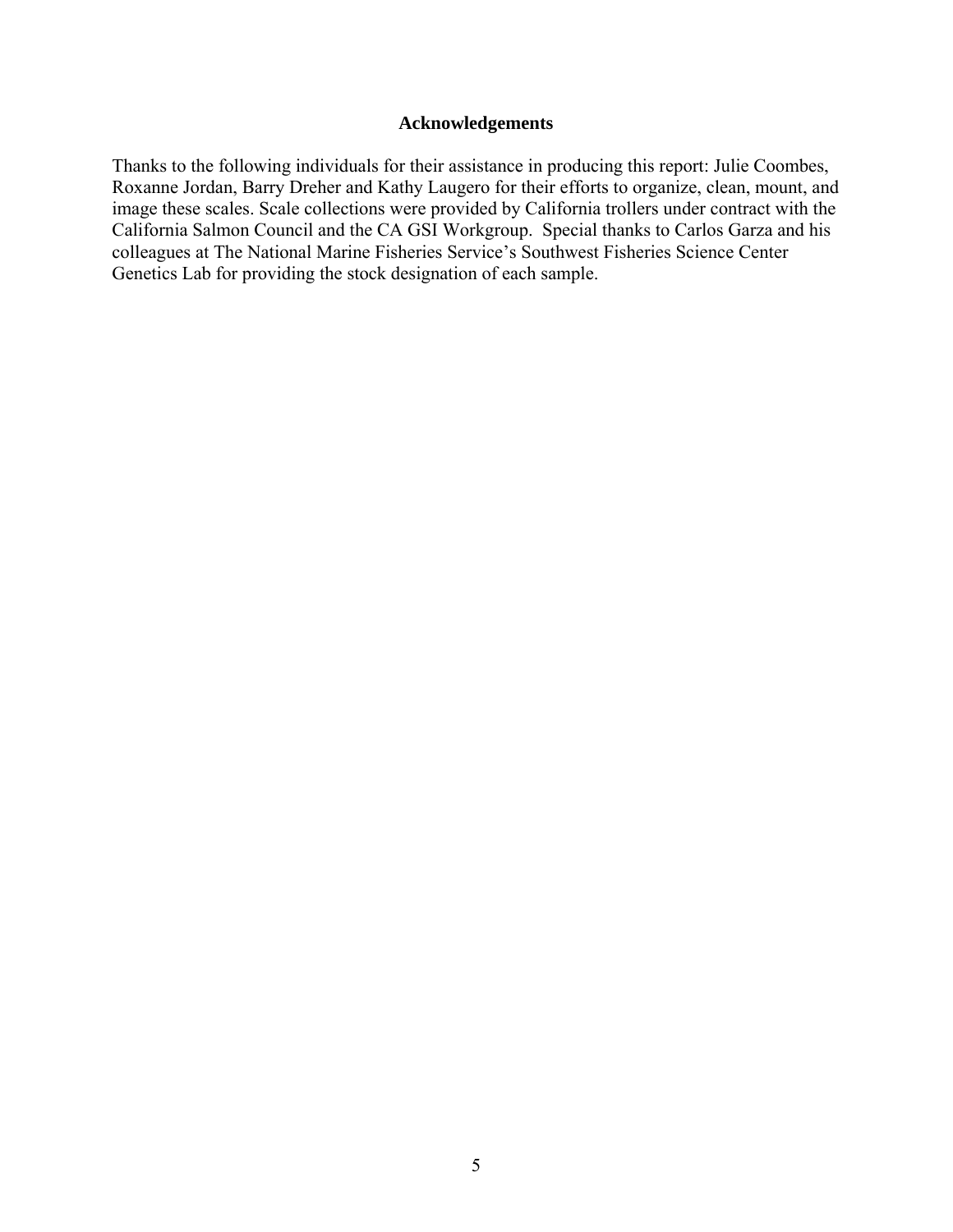## Acknowledgements

Thanks to the following individuals for their assistance in producing this report: Julie Coombes, Roxanne Jordan, Barry Dreher and Kathy Laugero for their efforts to organize, clean, mount, and image these scales. Scale collections were provided by California trollers under contract with the California Salmon Council and the CA GSI Workgroup. Special thanks to Carlos Garza and his colleagues at The National Marine Fisheries Service's Southwest Fisheries Science Center Genetics Lab for providing the stock designation of each sample.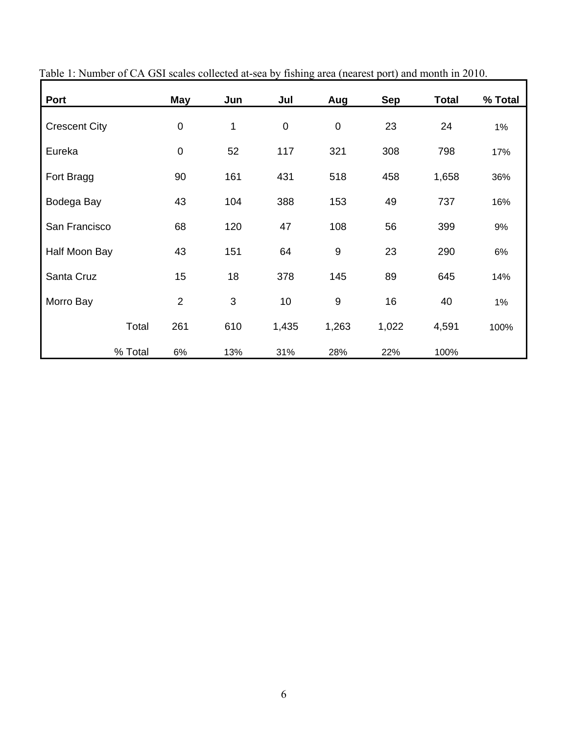Table 1: Number of CA GSI scales collected at-sea by fishing area (nearest port) and month in 2010.

| Port | May | Jun | Jul | Aug | Sep | Total | % Total |
|---|---|---|---|---|---|---|---|
| Crescent City | 0 | 1 | 0 | 0 | 23 | 24 | 1% |
| Eureka | 0 | 52 | 117 | 321 | 308 | 798 | 17% |
| Fort Bragg | 90 | 161 | 431 | 518 | 458 | 1,658 | 36% |
| Bodega Bay | 43 | 104 | 388 | 153 | 49 | 737 | 16% |
| San Francisco | 68 | 120 | 47 | 108 | 56 | 399 | 9% |
| Half Moon Bay | 43 | 151 | 64 | 9 | 23 | 290 | 6% |
| Santa Cruz | 15 | 18 | 378 | 145 | 89 | 645 | 14% |
| Morro Bay | 2 | 3 | 10 | 9 | 16 | 40 | 1% |
| Total | 261 | 610 | 1,435 | 1,263 | 1,022 | 4,591 | 100% |
| % Total | 6% | 13% | 31% | 28% | 22% | 100% | |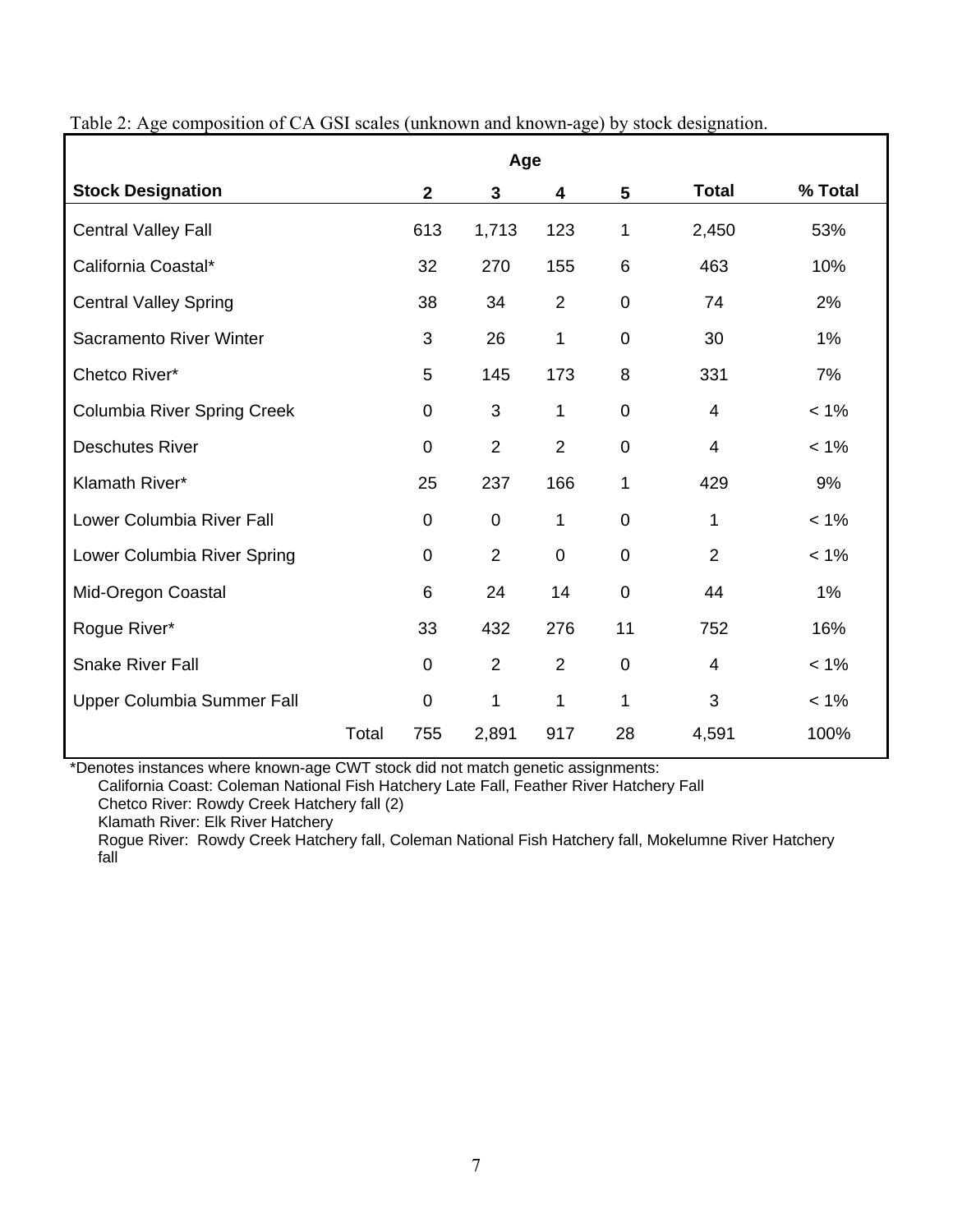Table 2: Age composition of CA GSI scales (unknown and known-age) by stock designation.

| Stock Designation | | Age | | | | | |
|---|---|---|---|---|---|---|---|
| | | 2 | 3 | 4 | 5 | Total | % Total |
| Central Valley Fall | | 613 | 1,713 | 123 | 1 | 2,450 | 53% |
| California Coastal* | | 32 | 270 | 155 | 6 | 463 | 10% |
| Central Valley Spring | | 38 | 34 | 2 | 0 | 74 | 2% |
| Sacramento River Winter | | 3 | 26 | 1 | 0 | 30 | 1% |
| Chetco River* | | 5 | 145 | 173 | 8 | 331 | 7% |
| Columbia River Spring Creek | | 0 | 3 | 1 | 0 | 4 | < 1% |
| Deschutes River | | 0 | 2 | 2 | 0 | 4 | < 1% |
| Klamath River* | | 25 | 237 | 166 | 1 | 429 | 9% |
| Lower Columbia River Fall | | 0 | 0 | 1 | 0 | 1 | < 1% |
| Lower Columbia River Spring | | 0 | 2 | 0 | 0 | 2 | < 1% |
| Mid-Oregon Coastal | | 6 | 24 | 14 | 0 | 44 | 1% |
| Rogue River* | | 33 | 432 | 276 | 11 | 752 | 16% |
| Snake River Fall | | 0 | 2 | 2 | 0 | 4 | < 1% |
| Upper Columbia Summer Fall | | 0 | 1 | 1 | 1 | 3 | < 1% |
| | Total | 755 | 2,891 | 917 | 28 | 4,591 | 100% |

*Denotes instances where known-age CWT stock did not match genetic assignments:

California Coast: Coleman National Fish Hatchery Late Fall, Feather River Hatchery Fall
Chetco River: Rowdy Creek Hatchery fall (2)
Klamath River: Elk River Hatchery
Rogue River: Rowdy Creek Hatchery fall, Coleman National Fish Hatchery fall, Mokelumne River Hatchery fall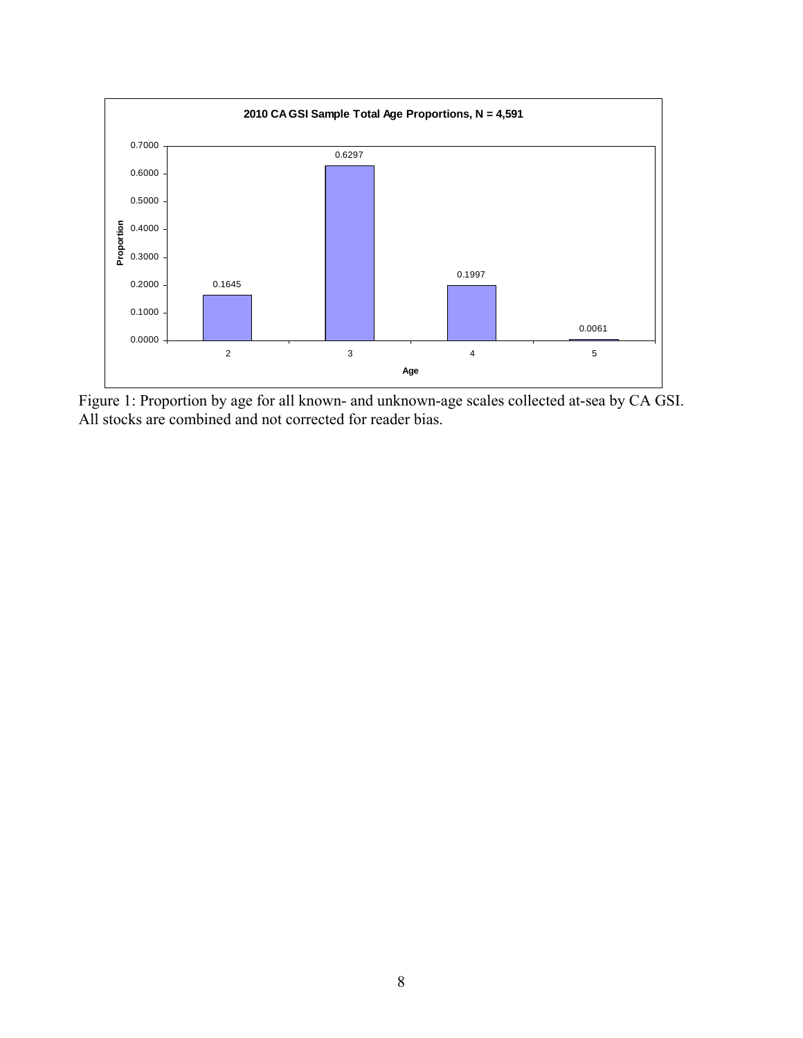**2010 CA GSI Sample Total Age Proportions, N = 4,591**

| Age | Proportion |
|---|---|
| 2 | 0.1645 |
| 3 | 0.6297 |
| 4 | 0.1997 |
| 5 | 0.0061 |

Figure 1: Proportion by age for all known- and unknown-age scales collected at-sea by CA GSI. All stocks are combined and not corrected for reader bias.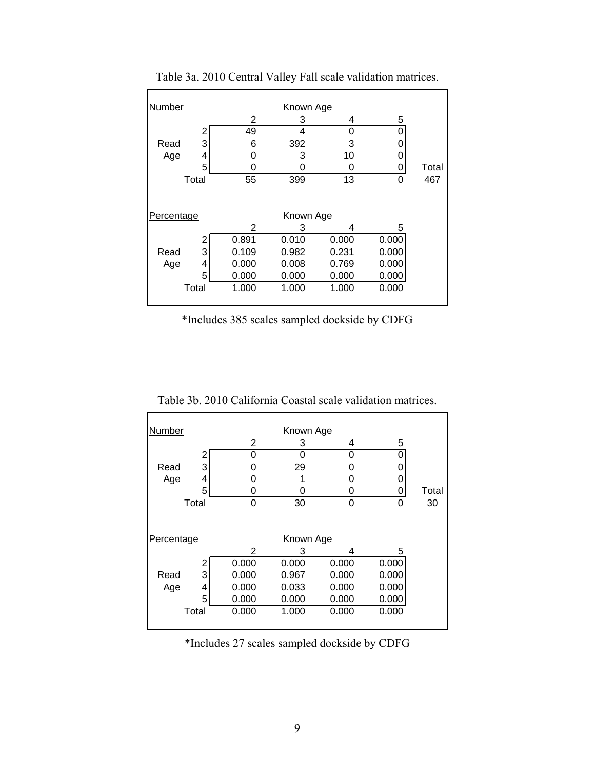Table 3a. 2010 Central Valley Fall scale validation matrices.

**Number**

| | | Known Age 2 | 3 | 4 | 5 | |
|---|---|---|---|---|---|---|
| | 2 | 49 | 4 | 0 | 0 | |
| Read | 3 | 6 | 392 | 3 | 0 | |
| Age | 4 | 0 | 3 | 10 | 0 | |
| | 5 | 0 | 0 | 0 | 0 | Total |
| | Total | 55 | 399 | 13 | 0 | 467 |

**Percentage**

| | | Known Age 2 | 3 | 4 | 5 |
|---|---|---|---|---|---|
| | 2 | 0.891 | 0.010 | 0.000 | 0.000 |
| Read | 3 | 0.109 | 0.982 | 0.231 | 0.000 |
| Age | 4 | 0.000 | 0.008 | 0.769 | 0.000 |
| | 5 | 0.000 | 0.000 | 0.000 | 0.000 |
| | Total | 1.000 | 1.000 | 1.000 | 0.000 |

*Includes 385 scales sampled dockside by CDFG

Table 3b. 2010 California Coastal scale validation matrices.

**Number**

| | | Known Age 2 | 3 | 4 | 5 | |
|---|---|---|---|---|---|---|
| | 2 | 0 | 0 | 0 | 0 | |
| Read | 3 | 0 | 29 | 0 | 0 | |
| Age | 4 | 0 | 1 | 0 | 0 | |
| | 5 | 0 | 0 | 0 | 0 | Total |
| | Total | 0 | 30 | 0 | 0 | 30 |

**Percentage**

| | | Known Age 2 | 3 | 4 | 5 |
|---|---|---|---|---|---|
| | 2 | 0.000 | 0.000 | 0.000 | 0.000 |
| Read | 3 | 0.000 | 0.967 | 0.000 | 0.000 |
| Age | 4 | 0.000 | 0.033 | 0.000 | 0.000 |
| | 5 | 0.000 | 0.000 | 0.000 | 0.000 |
| | Total | 0.000 | 1.000 | 0.000 | 0.000 |

*Includes 27 scales sampled dockside by CDFG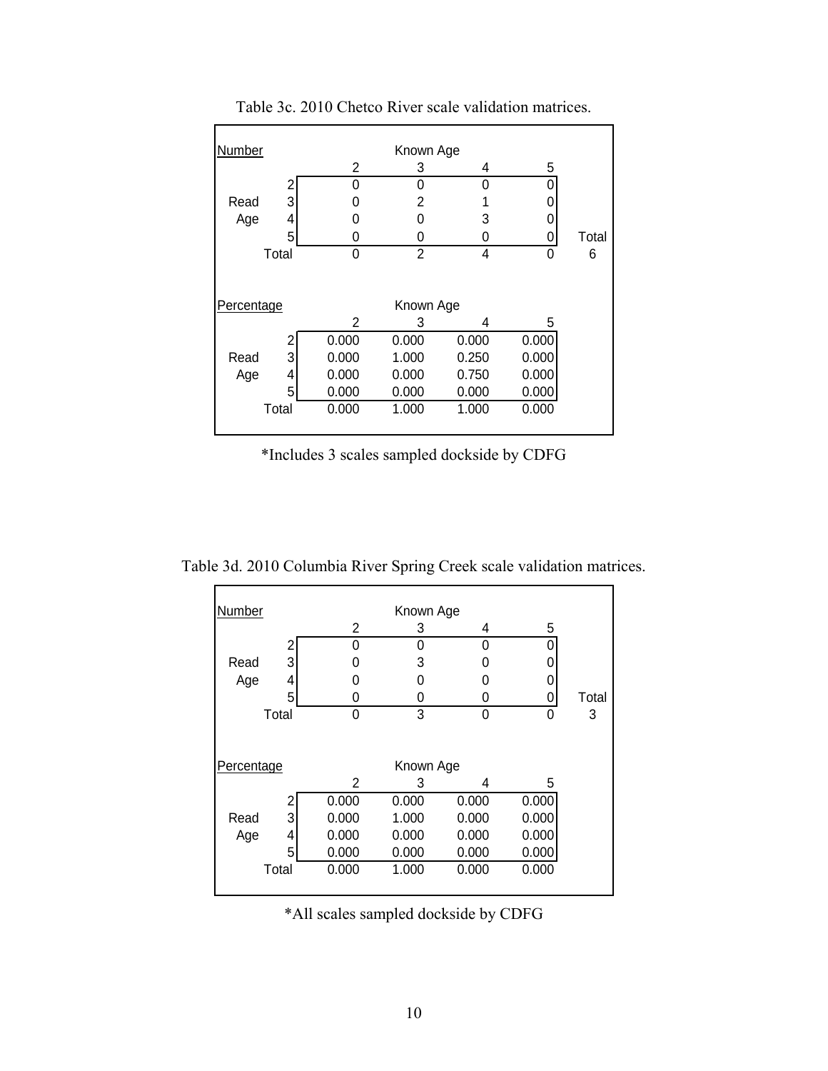Table 3c. 2010 Chetco River scale validation matrices.

| Number | | Known Age | | | | |
|---|---|---|---|---|---|---|
| | | 2 | 3 | 4 | 5 | |
| | 2 | 0 | 0 | 0 | 0 | |
| Read | 3 | 0 | 2 | 1 | 0 | |
| Age | 4 | 0 | 0 | 3 | 0 | |
| | 5 | 0 | 0 | 0 | 0 | Total |
| | Total | 0 | 2 | 4 | 0 | 6 |

| Percentage | | Known Age | | | |
|---|---|---|---|---|---|
| | | 2 | 3 | 4 | 5 |
| | 2 | 0.000 | 0.000 | 0.000 | 0.000 |
| Read | 3 | 0.000 | 1.000 | 0.250 | 0.000 |
| Age | 4 | 0.000 | 0.000 | 0.750 | 0.000 |
| | 5 | 0.000 | 0.000 | 0.000 | 0.000 |
| | Total | 0.000 | 1.000 | 1.000 | 0.000 |

*Includes 3 scales sampled dockside by CDFG

Table 3d. 2010 Columbia River Spring Creek scale validation matrices.

| Number | | Known Age | | | | |
|---|---|---|---|---|---|---|
| | | 2 | 3 | 4 | 5 | |
| | 2 | 0 | 0 | 0 | 0 | |
| Read | 3 | 0 | 3 | 0 | 0 | |
| Age | 4 | 0 | 0 | 0 | 0 | |
| | 5 | 0 | 0 | 0 | 0 | Total |
| | Total | 0 | 3 | 0 | 0 | 3 |

| Percentage | | Known Age | | | |
|---|---|---|---|---|---|
| | | 2 | 3 | 4 | 5 |
| | 2 | 0.000 | 0.000 | 0.000 | 0.000 |
| Read | 3 | 0.000 | 1.000 | 0.000 | 0.000 |
| Age | 4 | 0.000 | 0.000 | 0.000 | 0.000 |
| | 5 | 0.000 | 0.000 | 0.000 | 0.000 |
| | Total | 0.000 | 1.000 | 0.000 | 0.000 |

*All scales sampled dockside by CDFG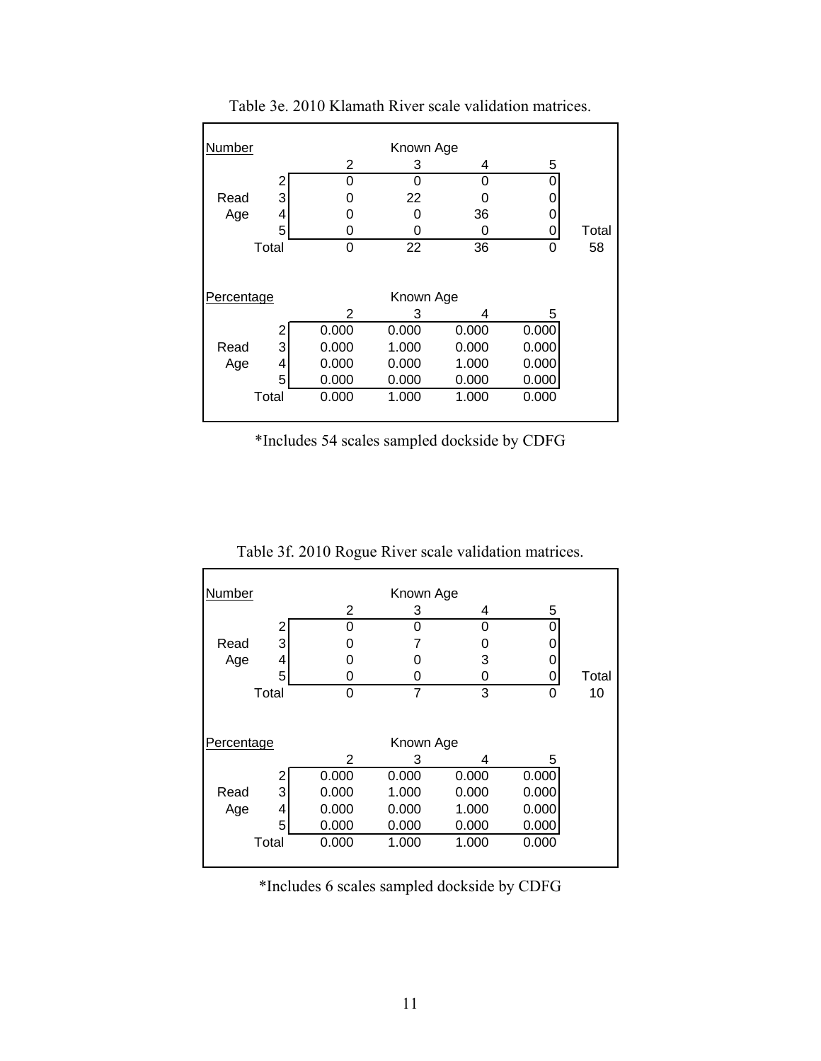Table 3e. 2010 Klamath River scale validation matrices.

| Number | | Known Age | | | | |
|---|---|---|---|---|---|---|
| | | 2 | 3 | 4 | 5 | |
| | 2 | 0 | 0 | 0 | 0 | |
| Read | 3 | 0 | 22 | 0 | 0 | |
| Age | 4 | 0 | 0 | 36 | 0 | |
| | 5 | 0 | 0 | 0 | 0 | Total |
| | Total | 0 | 22 | 36 | 0 | 58 |

| Percentage | | Known Age | | | |
|---|---|---|---|---|---|
| | | 2 | 3 | 4 | 5 |
| | 2 | 0.000 | 0.000 | 0.000 | 0.000 |
| Read | 3 | 0.000 | 1.000 | 0.000 | 0.000 |
| Age | 4 | 0.000 | 0.000 | 1.000 | 0.000 |
| | 5 | 0.000 | 0.000 | 0.000 | 0.000 |
| | Total | 0.000 | 1.000 | 1.000 | 0.000 |

*Includes 54 scales sampled dockside by CDFG

Table 3f. 2010 Rogue River scale validation matrices.

| Number | | Known Age | | | | |
|---|---|---|---|---|---|---|
| | | 2 | 3 | 4 | 5 | |
| | 2 | 0 | 0 | 0 | 0 | |
| Read | 3 | 0 | 7 | 0 | 0 | |
| Age | 4 | 0 | 0 | 3 | 0 | |
| | 5 | 0 | 0 | 0 | 0 | Total |
| | Total | 0 | 7 | 3 | 0 | 10 |

| Percentage | | Known Age | | | |
|---|---|---|---|---|---|
| | | 2 | 3 | 4 | 5 |
| | 2 | 0.000 | 0.000 | 0.000 | 0.000 |
| Read | 3 | 0.000 | 1.000 | 0.000 | 0.000 |
| Age | 4 | 0.000 | 0.000 | 1.000 | 0.000 |
| | 5 | 0.000 | 0.000 | 0.000 | 0.000 |
| | Total | 0.000 | 1.000 | 1.000 | 0.000 |

*Includes 6 scales sampled dockside by CDFG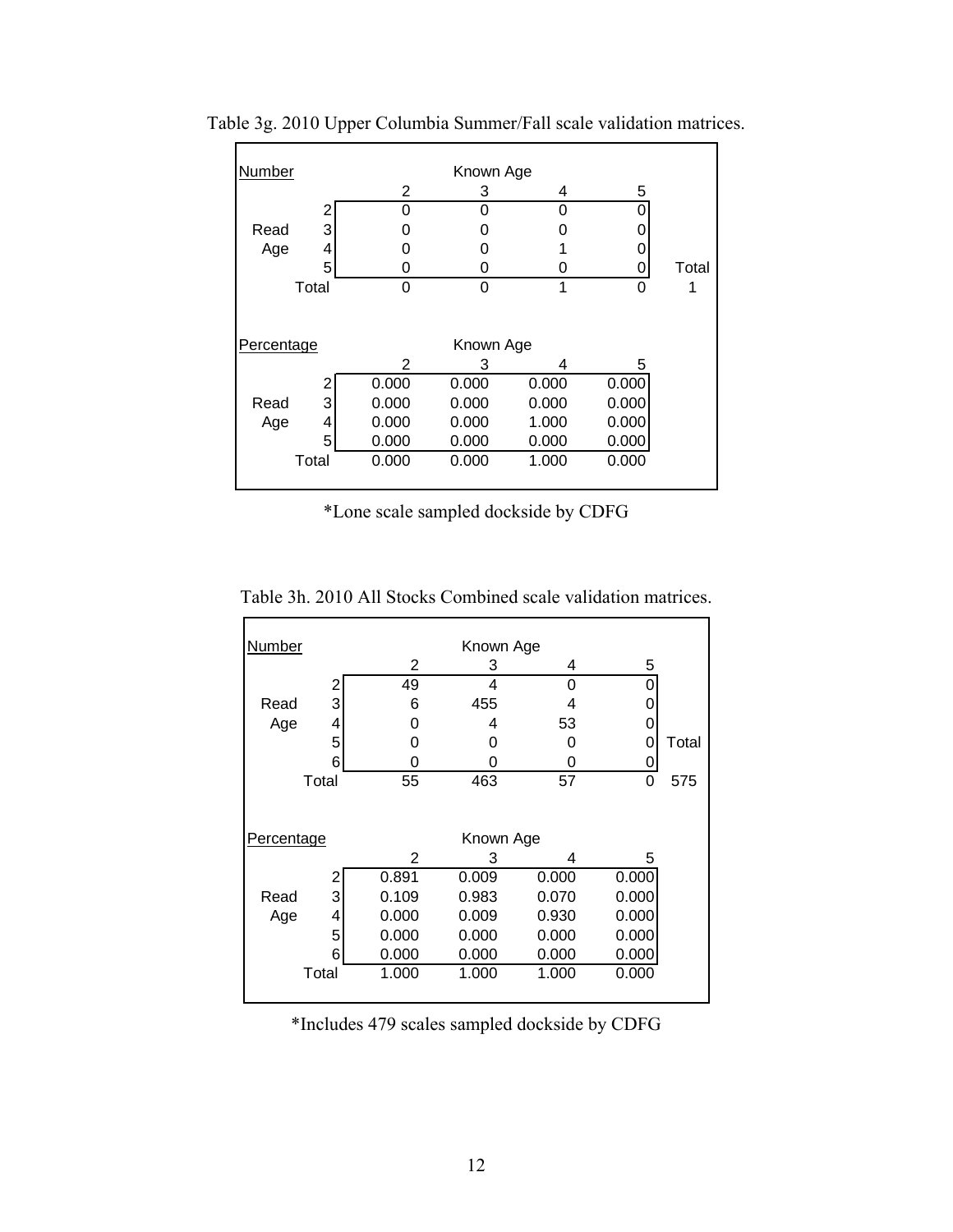Table 3g. 2010 Upper Columbia Summer/Fall scale validation matrices.

**Number**

| | | Known Age 2 | 3 | 4 | 5 | |
|---|---|---|---|---|---|---|
| Read Age | 2 | 0 | 0 | 0 | 0 | |
| | 3 | 0 | 0 | 0 | 0 | |
| | 4 | 0 | 0 | 1 | 0 | |
| | 5 | 0 | 0 | 0 | 0 | Total |
| Total | | 0 | 0 | 1 | 0 | 1 |

**Percentage**

| | | Known Age 2 | 3 | 4 | 5 |
|---|---|---|---|---|---|
| Read Age | 2 | 0.000 | 0.000 | 0.000 | 0.000 |
| | 3 | 0.000 | 0.000 | 0.000 | 0.000 |
| | 4 | 0.000 | 0.000 | 1.000 | 0.000 |
| | 5 | 0.000 | 0.000 | 0.000 | 0.000 |
| Total | | 0.000 | 0.000 | 1.000 | 0.000 |

*Lone scale sampled dockside by CDFG

Table 3h. 2010 All Stocks Combined scale validation matrices.

**Number**

| | | Known Age 2 | 3 | 4 | 5 | |
|---|---|---|---|---|---|---|
| Read Age | 2 | 49 | 4 | 0 | 0 | |
| | 3 | 6 | 455 | 4 | 0 | |
| | 4 | 0 | 4 | 53 | 0 | |
| | 5 | 0 | 0 | 0 | 0 | Total |
| | 6 | 0 | 0 | 0 | 0 | |
| Total | | 55 | 463 | 57 | 0 | 575 |

**Percentage**

| | | Known Age 2 | 3 | 4 | 5 |
|---|---|---|---|---|---|
| Read Age | 2 | 0.891 | 0.009 | 0.000 | 0.000 |
| | 3 | 0.109 | 0.983 | 0.070 | 0.000 |
| | 4 | 0.000 | 0.009 | 0.930 | 0.000 |
| | 5 | 0.000 | 0.000 | 0.000 | 0.000 |
| | 6 | 0.000 | 0.000 | 0.000 | 0.000 |
| Total | | 1.000 | 1.000 | 1.000 | 0.000 |

*Includes 479 scales sampled dockside by CDFG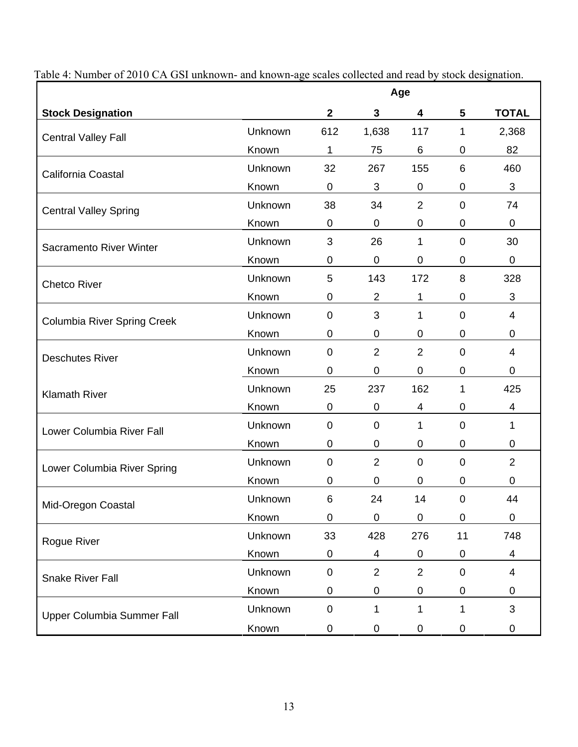Table 4: Number of 2010 CA GSI unknown- and known-age scales collected and read by stock designation.

| Stock Designation | | Age 2 | 3 | 4 | 5 | TOTAL |
|---|---|---|---|---|---|---|
| Central Valley Fall | Unknown | 612 | 1,638 | 117 | 1 | 2,368 |
| | Known | 1 | 75 | 6 | 0 | 82 |
| California Coastal | Unknown | 32 | 267 | 155 | 6 | 460 |
| | Known | 0 | 3 | 0 | 0 | 3 |
| Central Valley Spring | Unknown | 38 | 34 | 2 | 0 | 74 |
| | Known | 0 | 0 | 0 | 0 | 0 |
| Sacramento River Winter | Unknown | 3 | 26 | 1 | 0 | 30 |
| | Known | 0 | 0 | 0 | 0 | 0 |
| Chetco River | Unknown | 5 | 143 | 172 | 8 | 328 |
| | Known | 0 | 2 | 1 | 0 | 3 |
| Columbia River Spring Creek | Unknown | 0 | 3 | 1 | 0 | 4 |
| | Known | 0 | 0 | 0 | 0 | 0 |
| Deschutes River | Unknown | 0 | 2 | 2 | 0 | 4 |
| | Known | 0 | 0 | 0 | 0 | 0 |
| Klamath River | Unknown | 25 | 237 | 162 | 1 | 425 |
| | Known | 0 | 0 | 4 | 0 | 4 |
| Lower Columbia River Fall | Unknown | 0 | 0 | 1 | 0 | 1 |
| | Known | 0 | 0 | 0 | 0 | 0 |
| Lower Columbia River Spring | Unknown | 0 | 2 | 0 | 0 | 2 |
| | Known | 0 | 0 | 0 | 0 | 0 |
| Mid-Oregon Coastal | Unknown | 6 | 24 | 14 | 0 | 44 |
| | Known | 0 | 0 | 0 | 0 | 0 |
| Rogue River | Unknown | 33 | 428 | 276 | 11 | 748 |
| | Known | 0 | 4 | 0 | 0 | 4 |
| Snake River Fall | Unknown | 0 | 2 | 2 | 0 | 4 |
| | Known | 0 | 0 | 0 | 0 | 0 |
| Upper Columbia Summer Fall | Unknown | 0 | 1 | 1 | 1 | 3 |
| | Known | 0 | 0 | 0 | 0 | 0 |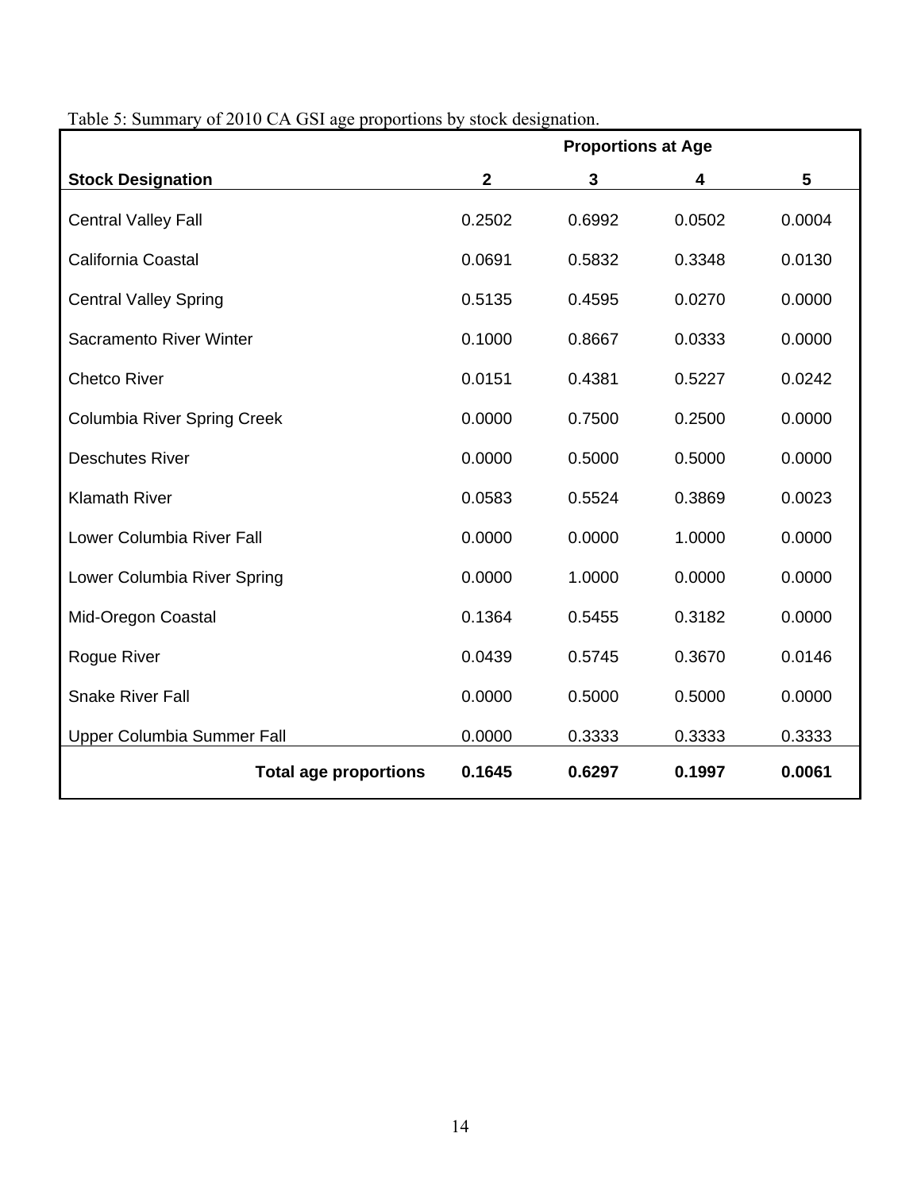Table 5: Summary of 2010 CA GSI age proportions by stock designation.

| | Proportions at Age | | | |
|---|---|---|---|---|
| **Stock Designation** | **2** | **3** | **4** | **5** |
| Central Valley Fall | 0.2502 | 0.6992 | 0.0502 | 0.0004 |
| California Coastal | 0.0691 | 0.5832 | 0.3348 | 0.0130 |
| Central Valley Spring | 0.5135 | 0.4595 | 0.0270 | 0.0000 |
| Sacramento River Winter | 0.1000 | 0.8667 | 0.0333 | 0.0000 |
| Chetco River | 0.0151 | 0.4381 | 0.5227 | 0.0242 |
| Columbia River Spring Creek | 0.0000 | 0.7500 | 0.2500 | 0.0000 |
| Deschutes River | 0.0000 | 0.5000 | 0.5000 | 0.0000 |
| Klamath River | 0.0583 | 0.5524 | 0.3869 | 0.0023 |
| Lower Columbia River Fall | 0.0000 | 0.0000 | 1.0000 | 0.0000 |
| Lower Columbia River Spring | 0.0000 | 1.0000 | 0.0000 | 0.0000 |
| Mid-Oregon Coastal | 0.1364 | 0.5455 | 0.3182 | 0.0000 |
| Rogue River | 0.0439 | 0.5745 | 0.3670 | 0.0146 |
| Snake River Fall | 0.0000 | 0.5000 | 0.5000 | 0.0000 |
| Upper Columbia Summer Fall | 0.0000 | 0.3333 | 0.3333 | 0.3333 |
| **Total age proportions** | **0.1645** | **0.6297** | **0.1997** | **0.0061** |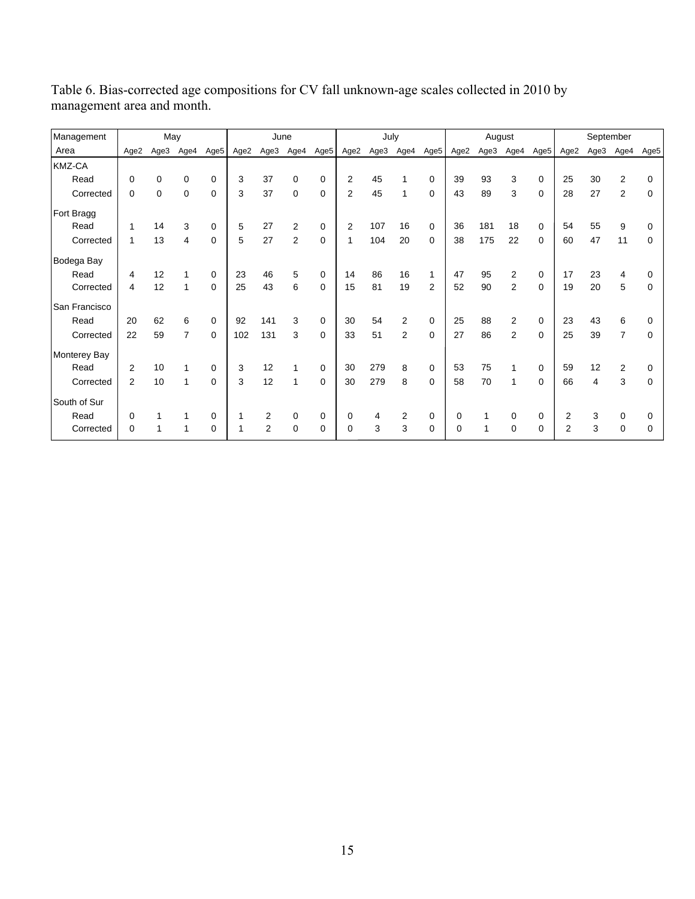Table 6. Bias-corrected age compositions for CV fall unknown-age scales collected in 2010 by management area and month.

| Management Area | May | | | | June | | | | July | | | | August | | | | September | | | |
|---|---|---|---|---|---|---|---|---|---|---|---|---|---|---|---|---|---|---|---|---|
| | Age2 | Age3 | Age4 | Age5 | Age2 | Age3 | Age4 | Age5 | Age2 | Age3 | Age4 | Age5 | Age2 | Age3 | Age4 | Age5 | Age2 | Age3 | Age4 | Age5 |
| KMZ-CA | | | | | | | | | | | | | | | | | | | | |
| Read | 0 | 0 | 0 | 0 | 3 | 37 | 0 | 0 | 2 | 45 | 1 | 0 | 39 | 93 | 3 | 0 | 25 | 30 | 2 | 0 |
| Corrected | 0 | 0 | 0 | 0 | 3 | 37 | 0 | 0 | 2 | 45 | 1 | 0 | 43 | 89 | 3 | 0 | 28 | 27 | 2 | 0 |
| Fort Bragg | | | | | | | | | | | | | | | | | | | | |
| Read | 1 | 14 | 3 | 0 | 5 | 27 | 2 | 0 | 2 | 107 | 16 | 0 | 36 | 181 | 18 | 0 | 54 | 55 | 9 | 0 |
| Corrected | 1 | 13 | 4 | 0 | 5 | 27 | 2 | 0 | 1 | 104 | 20 | 0 | 38 | 175 | 22 | 0 | 60 | 47 | 11 | 0 |
| Bodega Bay | | | | | | | | | | | | | | | | | | | | |
| Read | 4 | 12 | 1 | 0 | 23 | 46 | 5 | 0 | 14 | 86 | 16 | 1 | 47 | 95 | 2 | 0 | 17 | 23 | 4 | 0 |
| Corrected | 4 | 12 | 1 | 0 | 25 | 43 | 6 | 0 | 15 | 81 | 19 | 2 | 52 | 90 | 2 | 0 | 19 | 20 | 5 | 0 |
| San Francisco | | | | | | | | | | | | | | | | | | | | |
| Read | 20 | 62 | 6 | 0 | 92 | 141 | 3 | 0 | 30 | 54 | 2 | 0 | 25 | 88 | 2 | 0 | 23 | 43 | 6 | 0 |
| Corrected | 22 | 59 | 7 | 0 | 102 | 131 | 3 | 0 | 33 | 51 | 2 | 0 | 27 | 86 | 2 | 0 | 25 | 39 | 7 | 0 |
| Monterey Bay | | | | | | | | | | | | | | | | | | | | |
| Read | 2 | 10 | 1 | 0 | 3 | 12 | 1 | 0 | 30 | 279 | 8 | 0 | 53 | 75 | 1 | 0 | 59 | 12 | 2 | 0 |
| Corrected | 2 | 10 | 1 | 0 | 3 | 12 | 1 | 0 | 30 | 279 | 8 | 0 | 58 | 70 | 1 | 0 | 66 | 4 | 3 | 0 |
| South of Sur | | | | | | | | | | | | | | | | | | | | |
| Read | 0 | 1 | 1 | 0 | 1 | 2 | 0 | 0 | 0 | 4 | 2 | 0 | 0 | 1 | 0 | 0 | 2 | 3 | 0 | 0 |
| Corrected | 0 | 1 | 1 | 0 | 1 | 2 | 0 | 0 | 0 | 3 | 3 | 0 | 0 | 1 | 0 | 0 | 2 | 3 | 0 | 0 |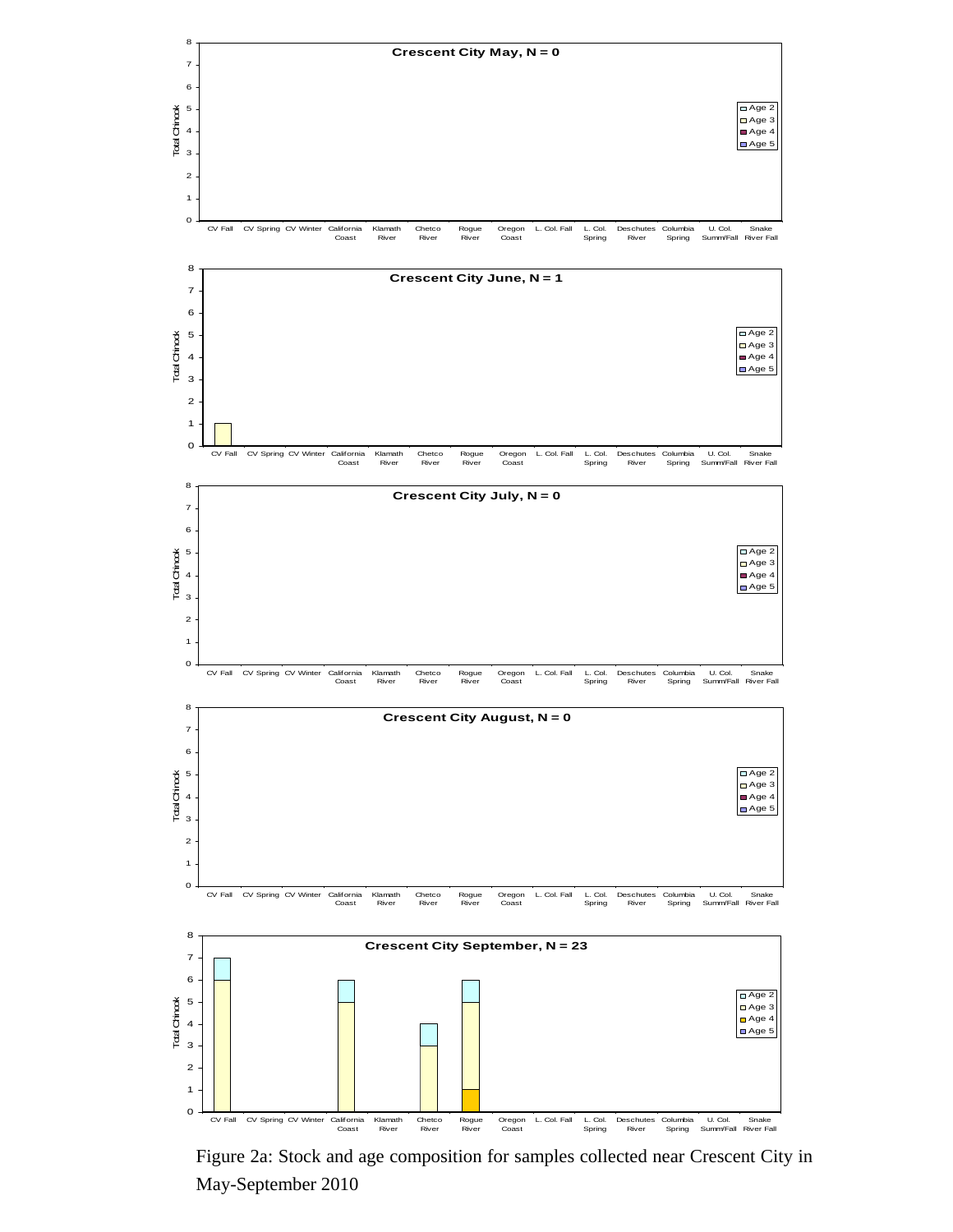Figure 2a: Stock and age composition for samples collected near Crescent City in May-September 2010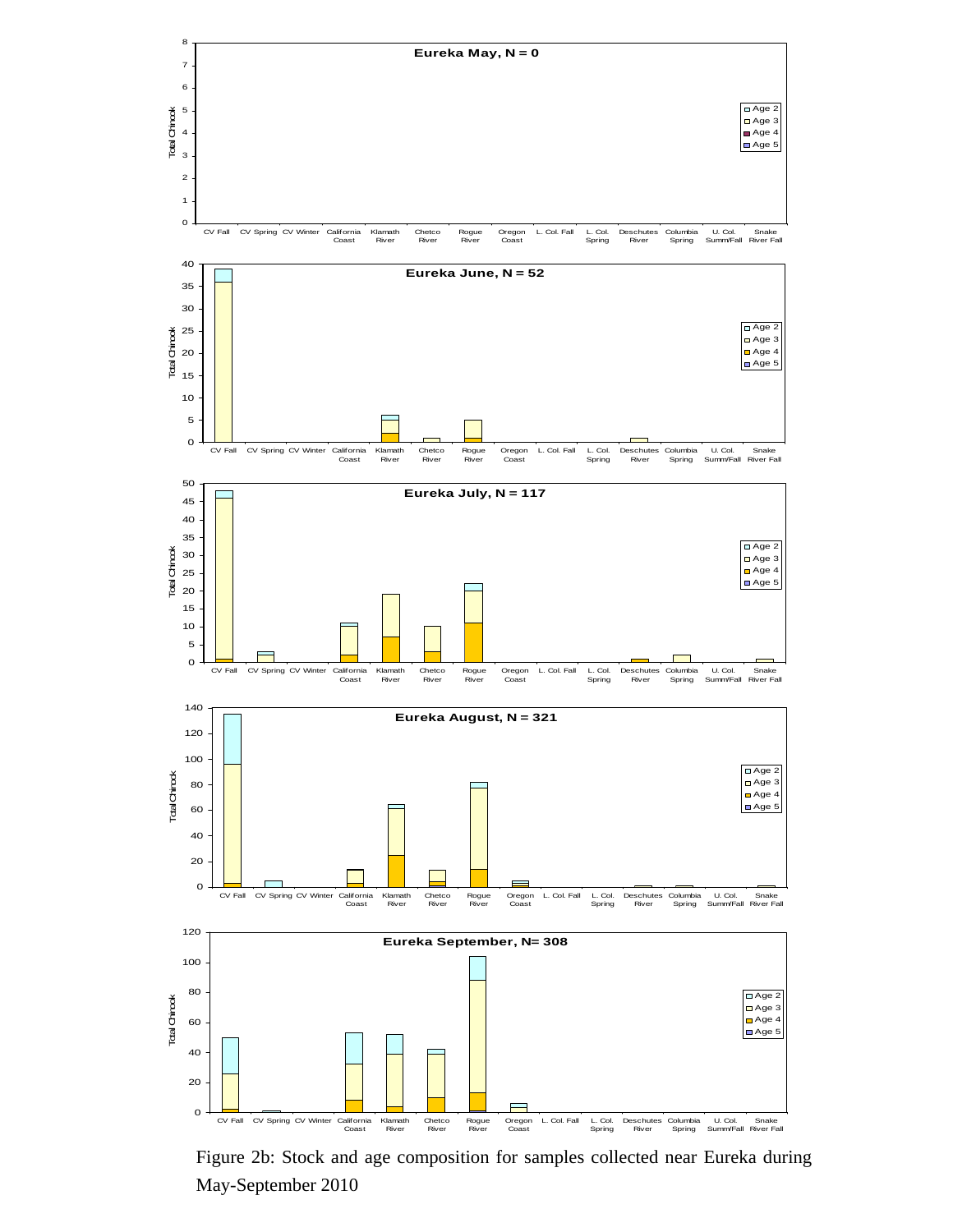Figure 2b: Stock and age composition for samples collected near Eureka during May-September 2010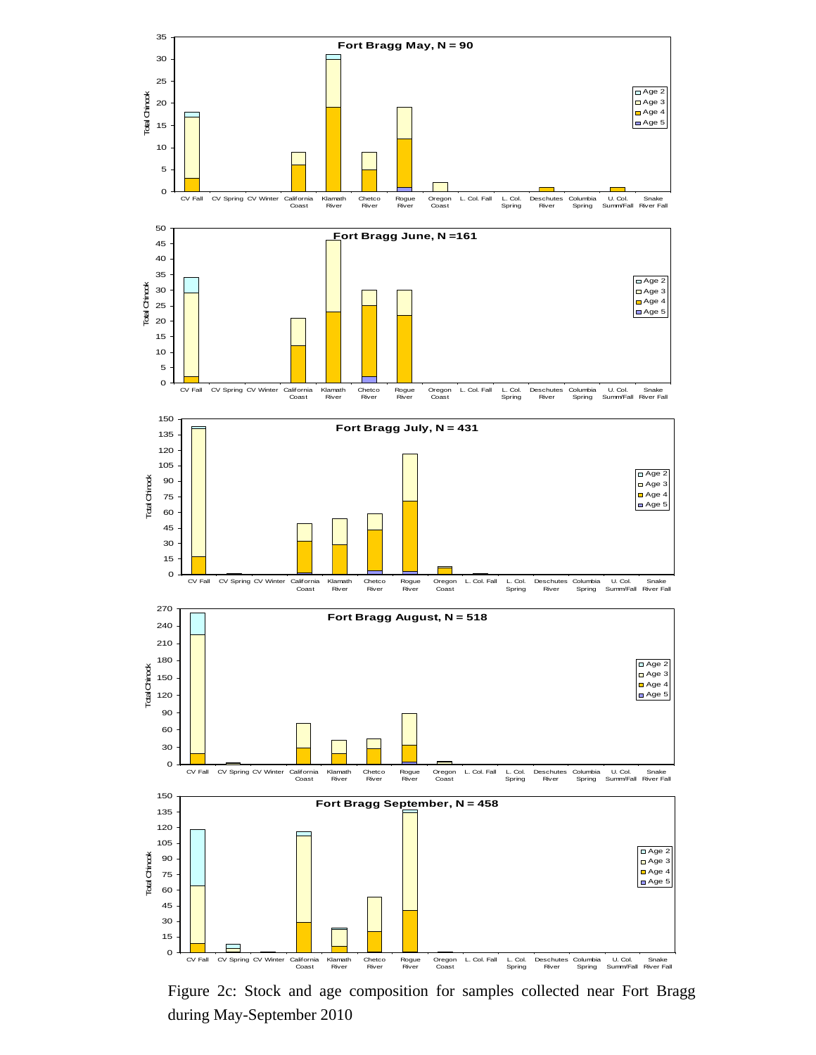Figure 2c: Stock and age composition for samples collected near Fort Bragg during May-September 2010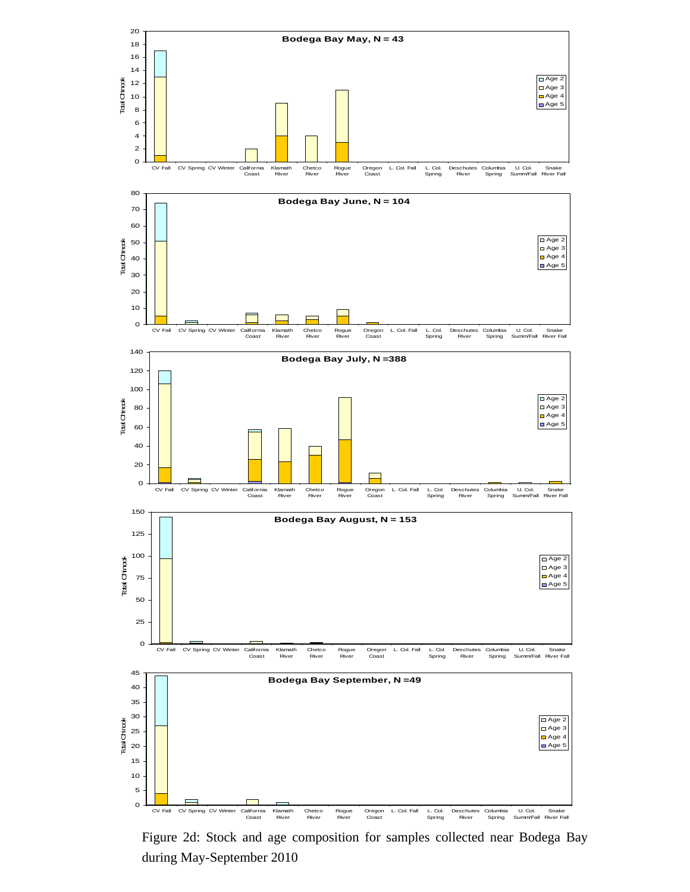Figure 2d: Stock and age composition for samples collected near Bodega Bay during May-September 2010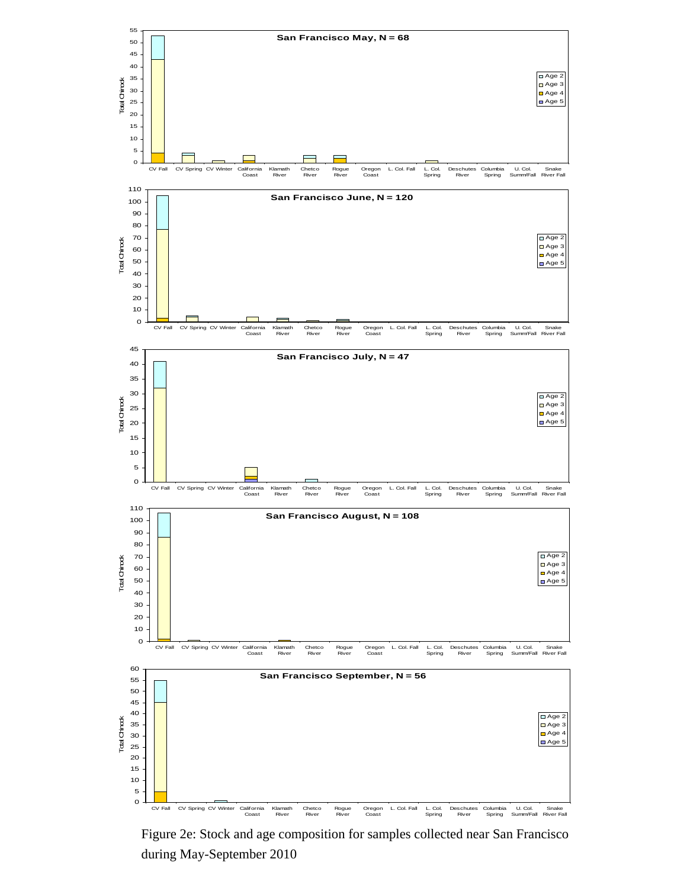Figure 2e: Stock and age composition for samples collected near San Francisco during May-September 2010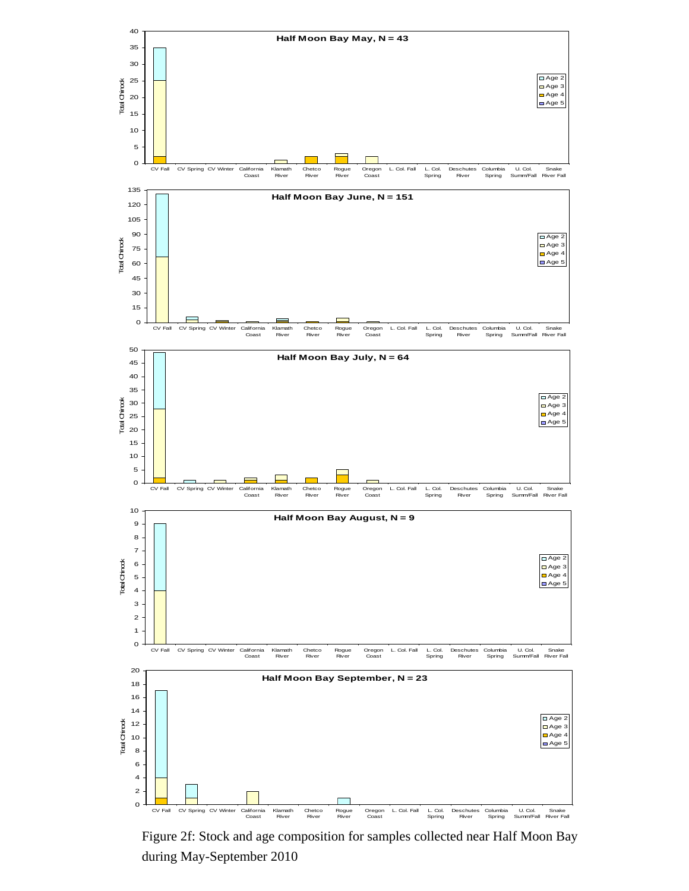Figure 2f: Stock and age composition for samples collected near Half Moon Bay during May-September 2010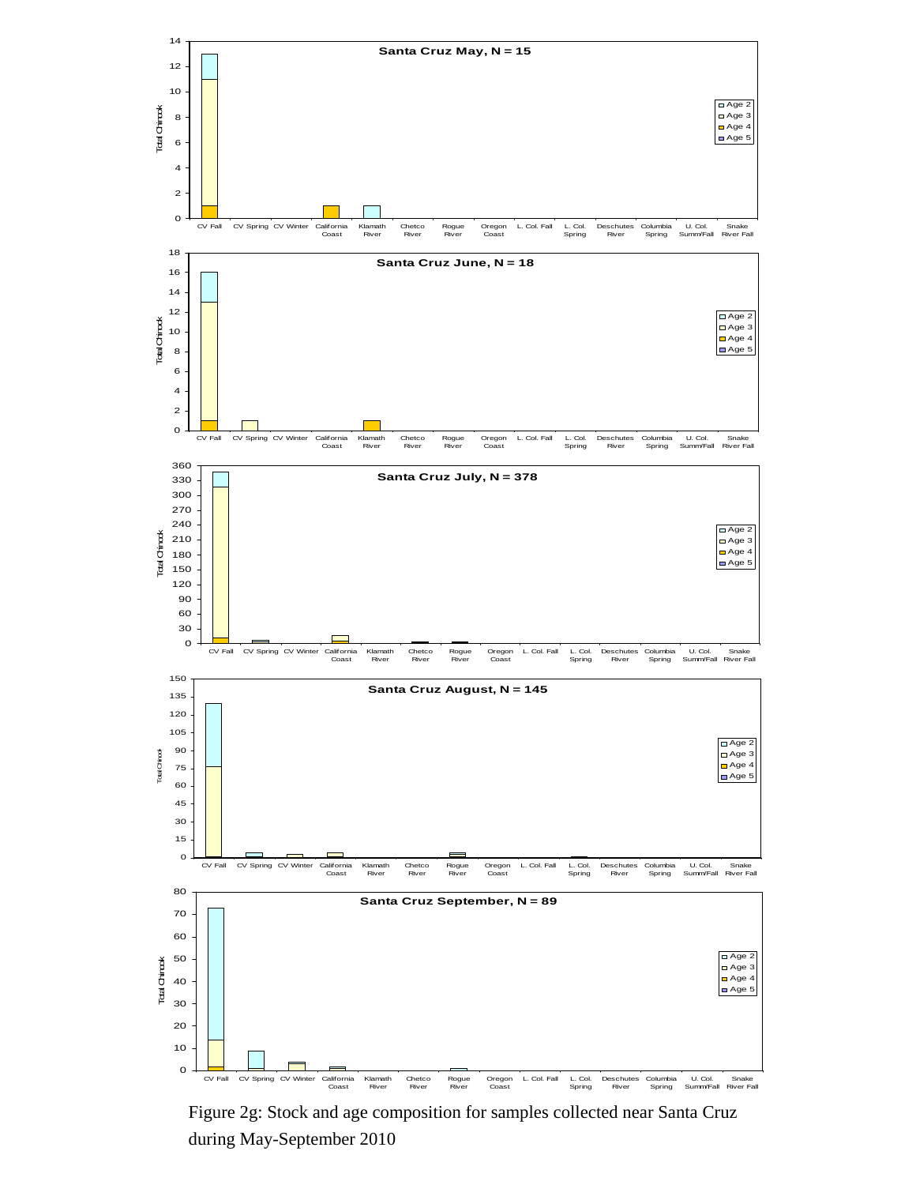Figure 2g: Stock and age composition for samples collected near Santa Cruz during May-September 2010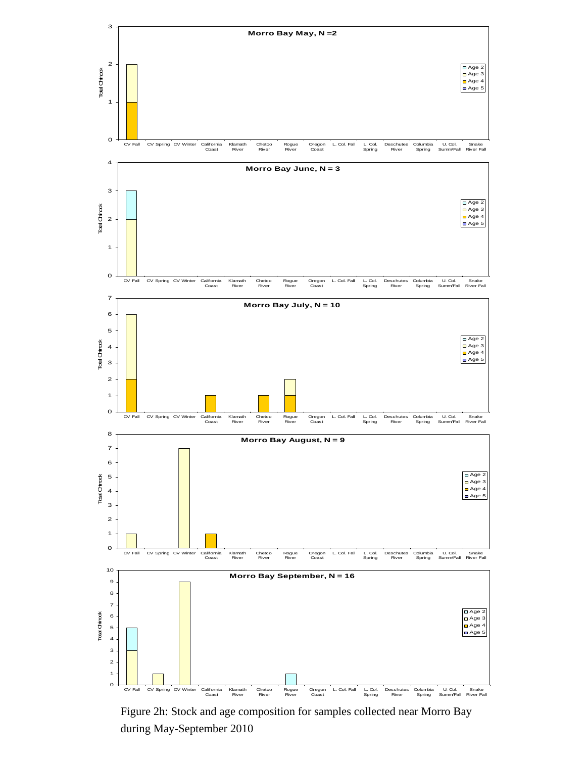Morro Bay May, N =2

Total Chinook

3
2
1
0

Age 2
Age 3
Age 4
Age 5

CV Fall CV Spring CV Winter California Coast Klamath River Chetco River Rogue River Oregon Coast L. Col. Fall L. Col. Spring Deschutes River Columbia Spring U. Col. Summ/Fall Snake River Fall

Morro Bay June, N = 3

Total Chinook

4
3
2
1
0

Age 2
Age 3
Age 4
Age 5

CV Fall CV Spring CV Winter California Coast Klamath River Chetco River Rogue River Oregon Coast L. Col. Fall L. Col. Spring Deschutes River Columbia Spring U. Col. Summ/Fall Snake River Fall

Morro Bay July, N = 10

Total Chinook

7
6
5
4
3
2
1
0

Age 2
Age 3
Age 4
Age 5

CV Fall CV Spring CV Winter California Coast Klamath River Chetco River Rogue River Oregon Coast L. Col. Fall L. Col. Spring Deschutes River Columbia Spring U. Col. Summ/Fall Snake River Fall

Morro Bay August, N = 9

Total Chinook

8
7
6
5
4
3
2
1
0

Age 2
Age 3
Age 4
Age 5

CV Fall CV Spring CV Winter California Coast Klamath River Chetco River Rogue River Oregon Coast L. Col. Fall L. Col. Spring Deschutes River Columbia Spring U. Col. Summ/Fall Snake River Fall

Morro Bay September, N = 16

Total Chinook

10
9
8
7
6
5
4
3
2
1
0

Age 2
Age 3
Age 4
Age 5

CV Fall CV Spring CV Winter California Coast Klamath River Chetco River Rogue River Oregon Coast L. Col. Fall L. Col. Spring Deschutes River Columbia Spring U. Col. Summ/Fall Snake River Fall

Figure 2h: Stock and age composition for samples collected near Morro Bay during May-September 2010